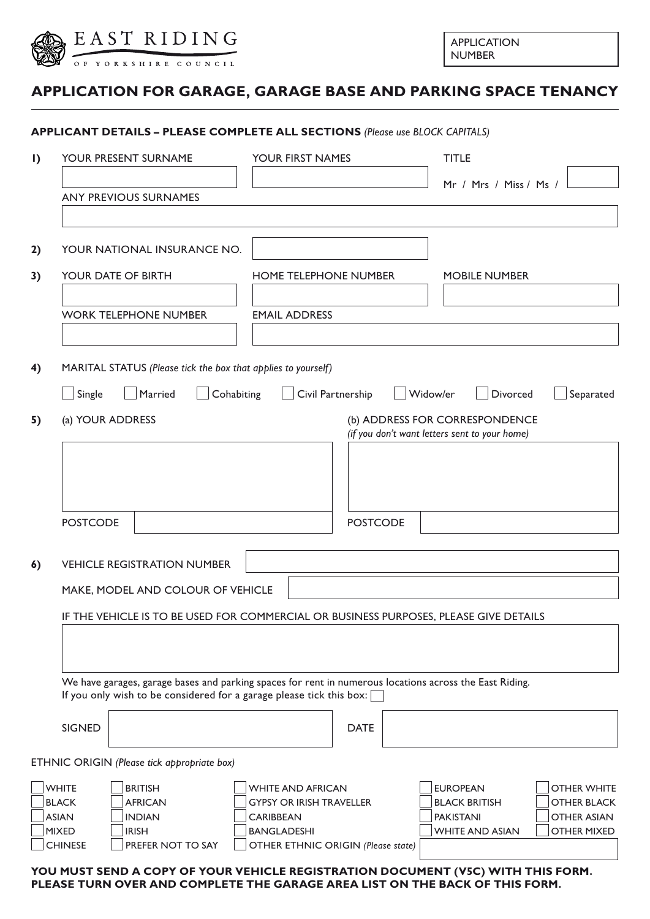EAST RIDING OF YORKSHIRE COUNCIL

APPLICATION NUMBER

# APPLICATION FOR GARAGE, GARAGE BASE AND PARKING SPACE TENANCY

**APPLICANT DETAILS – PLEASE COMPLETE ALL SECTIONS** *(Please use BLOCK CAPITALS)*

1) YOUR PRESENT SURNAME | YOUR FIRST NAMES | TITLE Mr / Mrs / Miss / Ms /

ANY PREVIOUS SURNAMES

2) YOUR NATIONAL INSURANCE NO.

3) YOUR DATE OF BIRTH | HOME TELEPHONE NUMBER | MOBILE NUMBER

WORK TELEPHONE NUMBER | EMAIL ADDRESS

4) MARITAL STATUS *(Please tick the box that applies to yourself)*

☐ Single ☐ Married ☐ Cohabiting ☐ Civil Partnership ☐ Widow/er ☐ Divorced ☐ Separated

5) (a) YOUR ADDRESS

POSTCODE

(b) ADDRESS FOR CORRESPONDENCE *(if you don't want letters sent to your home)*

POSTCODE

6) VEHICLE REGISTRATION NUMBER

MAKE, MODEL AND COLOUR OF VEHICLE

IF THE VEHICLE IS TO BE USED FOR COMMERCIAL OR BUSINESS PURPOSES, PLEASE GIVE DETAILS

We have garages, garage bases and parking spaces for rent in numerous locations across the East Riding.
If you only wish to be considered for a garage please tick this box: ☐

SIGNED | DATE

ETHNIC ORIGIN *(Please tick appropriate box)*

| | | | | |
|---|---|---|---|---|
| ☐ WHITE | ☐ BRITISH | ☐ WHITE AND AFRICAN | ☐ EUROPEAN | ☐ OTHER WHITE |
| ☐ BLACK | ☐ AFRICAN | ☐ GYPSY OR IRISH TRAVELLER | ☐ BLACK BRITISH | ☐ OTHER BLACK |
| ☐ ASIAN | ☐ INDIAN | ☐ CARIBBEAN | ☐ PAKISTANI | ☐ OTHER ASIAN |
| ☐ MIXED | ☐ IRISH | ☐ BANGLADESHI | ☐ WHITE AND ASIAN | ☐ OTHER MIXED |
| ☐ CHINESE | ☐ PREFER NOT TO SAY | ☐ OTHER ETHNIC ORIGIN *(Please state)* | | |

**YOU MUST SEND A COPY OF YOUR VEHICLE REGISTRATION DOCUMENT (V5C) WITH THIS FORM.**
**PLEASE TURN OVER AND COMPLETE THE GARAGE AREA LIST ON THE BACK OF THIS FORM.**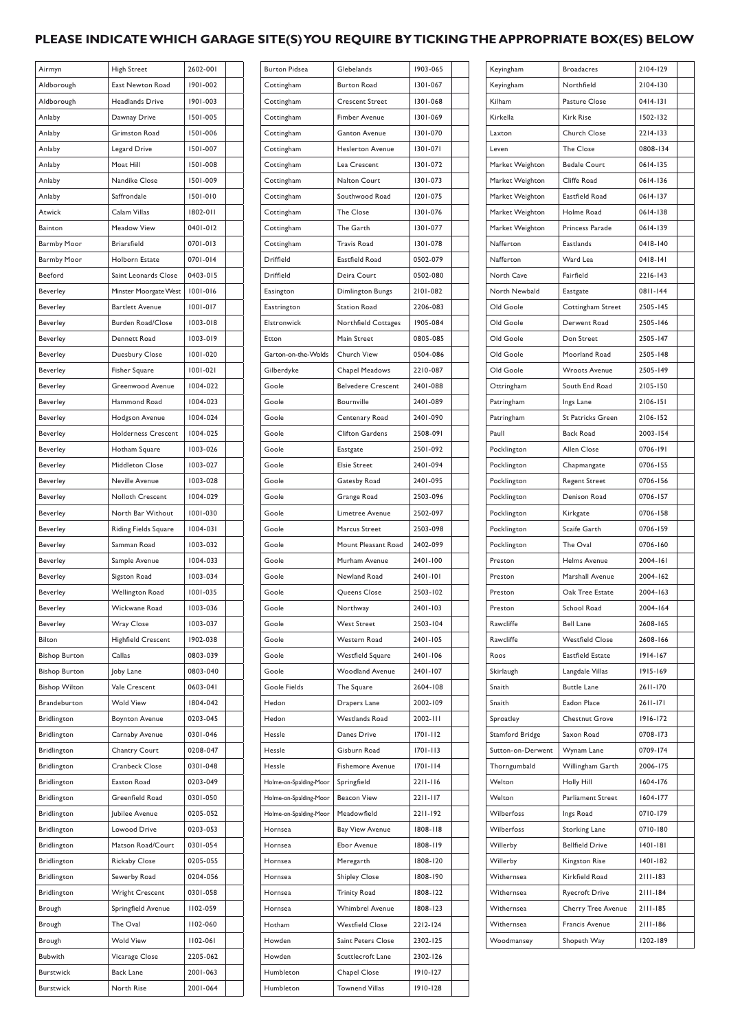## PLEASE INDICATE WHICH GARAGE SITE(S) YOU REQUIRE BY TICKING THE APPROPRIATE BOX(ES) BELOW

| | | | |
|---|---|---|---|
| Airmyn | High Street | 2602-001 | |
| Aldborough | East Newton Road | 1901-002 | |
| Aldborough | Headlands Drive | 1901-003 | |
| Anlaby | Dawnay Drive | 1501-005 | |
| Anlaby | Grimston Road | 1501-006 | |
| Anlaby | Legard Drive | 1501-007 | |
| Anlaby | Moat Hill | 1501-008 | |
| Anlaby | Nandike Close | 1501-009 | |
| Anlaby | Saffrondale | 1501-010 | |
| Atwick | Calam Villas | 1802-011 | |
| Bainton | Meadow View | 0401-012 | |
| Barmby Moor | Briarsfield | 0701-013 | |
| Barmby Moor | Holborn Estate | 0701-014 | |
| Beeford | Saint Leonards Close | 0403-015 | |
| Beverley | Minster Moorgate West | 1001-016 | |
| Beverley | Bartlett Avenue | 1001-017 | |
| Beverley | Burden Road/Close | 1003-018 | |
| Beverley | Dennett Road | 1003-019 | |
| Beverley | Duesbury Close | 1001-020 | |
| Beverley | Fisher Square | 1001-021 | |
| Beverley | Greenwood Avenue | 1004-022 | |
| Beverley | Hammond Road | 1004-023 | |
| Beverley | Hodgson Avenue | 1004-024 | |
| Beverley | Holderness Crescent | 1004-025 | |
| Beverley | Hotham Square | 1003-026 | |
| Beverley | Middleton Close | 1003-027 | |
| Beverley | Neville Avenue | 1003-028 | |
| Beverley | Nolloth Crescent | 1004-029 | |
| Beverley | North Bar Without | 1001-030 | |
| Beverley | Riding Fields Square | 1004-031 | |
| Beverley | Samman Road | 1003-032 | |
| Beverley | Sample Avenue | 1004-033 | |
| Beverley | Sigston Road | 1003-034 | |
| Beverley | Wellington Road | 1001-035 | |
| Beverley | Wickwane Road | 1003-036 | |
| Beverley | Wray Close | 1003-037 | |
| Bilton | Highfield Crescent | 1902-038 | |
| Bishop Burton | Callas | 0803-039 | |
| Bishop Burton | Joby Lane | 0803-040 | |
| Bishop Wilton | Vale Crescent | 0603-041 | |
| Brandeburton | Wold View | 1804-042 | |
| Bridlington | Boynton Avenue | 0203-045 | |
| Bridlington | Carnaby Avenue | 0301-046 | |
| Bridlington | Chantry Court | 0208-047 | |
| Bridlington | Cranbeck Close | 0301-048 | |
| Bridlington | Easton Road | 0203-049 | |
| Bridlington | Greenfield Road | 0301-050 | |
| Bridlington | Jubilee Avenue | 0205-052 | |
| Bridlington | Lowood Drive | 0203-053 | |
| Bridlington | Matson Road/Court | 0301-054 | |
| Bridlington | Rickaby Close | 0205-055 | |
| Bridlington | Sewerby Road | 0204-056 | |
| Bridlington | Wright Crescent | 0301-058 | |
| Brough | Springfield Avenue | 1102-059 | |
| Brough | The Oval | 1102-060 | |
| Brough | Wold View | 1102-061 | |
| Bubwith | Vicarage Close | 2205-062 | |
| Burstwick | Back Lane | 2001-063 | |
| Burstwick | North Rise | 2001-064 | |
| Burton Pidsea | Glebelands | 1903-065 | |
| Cottingham | Burton Road | 1301-067 | |
| Cottingham | Crescent Street | 1301-068 | |
| Cottingham | Fimber Avenue | 1301-069 | |
| Cottingham | Ganton Avenue | 1301-070 | |
| Cottingham | Heslerton Avenue | 1301-071 | |
| Cottingham | Lea Crescent | 1301-072 | |
| Cottingham | Nalton Court | 1301-073 | |
| Cottingham | Southwood Road | 1201-075 | |
| Cottingham | The Close | 1301-076 | |
| Cottingham | The Garth | 1301-077 | |
| Cottingham | Travis Road | 1301-078 | |
| Driffield | Eastfield Road | 0502-079 | |
| Driffield | Deira Court | 0502-080 | |
| Easington | Dimlington Bungs | 2101-082 | |
| Eastrington | Station Road | 2206-083 | |
| Elstronwick | Northfield Cottages | 1905-084 | |
| Etton | Main Street | 0805-085 | |
| Garton-on-the-Wolds | Church View | 0504-086 | |
| Gilberdyke | Chapel Meadows | 2210-087 | |
| Goole | Belvedere Crescent | 2401-088 | |
| Goole | Bournville | 2401-089 | |
| Goole | Centenary Road | 2401-090 | |
| Goole | Clifton Gardens | 2508-091 | |
| Goole | Eastgate | 2501-092 | |
| Goole | Elsie Street | 2401-094 | |
| Goole | Gatesby Road | 2401-095 | |
| Goole | Grange Road | 2503-096 | |
| Goole | Limetree Avenue | 2502-097 | |
| Goole | Marcus Street | 2503-098 | |
| Goole | Mount Pleasant Road | 2402-099 | |
| Goole | Murham Avenue | 2401-100 | |
| Goole | Newland Road | 2401-101 | |
| Goole | Queens Close | 2503-102 | |
| Goole | Northway | 2401-103 | |
| Goole | West Street | 2503-104 | |
| Goole | Western Road | 2401-105 | |
| Goole | Westfield Square | 2401-106 | |
| Goole | Woodland Avenue | 2401-107 | |
| Goole Fields | The Square | 2604-108 | |
| Hedon | Drapers Lane | 2002-109 | |
| Hedon | Westlands Road | 2002-111 | |
| Hessle | Danes Drive | 1701-112 | |
| Hessle | Gisburn Road | 1701-113 | |
| Hessle | Fishemore Avenue | 1701-114 | |
| Holme-on-Spalding-Moor | Springfield | 2211-116 | |
| Holme-on-Spalding-Moor | Beacon View | 2211-117 | |
| Holme-on-Spalding-Moor | Meadowfield | 2211-192 | |
| Hornsea | Bay View Avenue | 1808-118 | |
| Hornsea | Ebor Avenue | 1808-119 | |
| Hornsea | Meregarth | 1808-120 | |
| Hornsea | Shipley Close | 1808-190 | |
| Hornsea | Trinity Road | 1808-122 | |
| Hornsea | Whimbrel Avenue | 1808-123 | |
| Hotham | Westfield Close | 2212-124 | |
| Howden | Saint Peters Close | 2302-125 | |
| Howden | Scuttlecroft Lane | 2302-126 | |
| Humbleton | Chapel Close | 1910-127 | |
| Humbleton | Townend Villas | 1910-128 | |
| Keyingham | Broadacres | 2104-129 | |
| Keyingham | Northfield | 2104-130 | |
| Kilham | Pasture Close | 0414-131 | |
| Kirkella | Kirk Rise | 1502-132 | |
| Laxton | Church Close | 2214-133 | |
| Leven | The Close | 0808-134 | |
| Market Weighton | Bedale Court | 0614-135 | |
| Market Weighton | Cliffe Road | 0614-136 | |
| Market Weighton | Eastfield Road | 0614-137 | |
| Market Weighton | Holme Road | 0614-138 | |
| Market Weighton | Princess Parade | 0614-139 | |
| Nafferton | Eastlands | 0418-140 | |
| Nafferton | Ward Lea | 0418-141 | |
| North Cave | Fairfield | 2216-143 | |
| North Newbald | Eastgate | 0811-144 | |
| Old Goole | Cottingham Street | 2505-145 | |
| Old Goole | Derwent Road | 2505-146 | |
| Old Goole | Don Street | 2505-147 | |
| Old Goole | Moorland Road | 2505-148 | |
| Old Goole | Wroots Avenue | 2505-149 | |
| Ottringham | South End Road | 2105-150 | |
| Patringham | Ings Lane | 2106-151 | |
| Patringham | St Patricks Green | 2106-152 | |
| Paull | Back Road | 2003-154 | |
| Pocklington | Allen Close | 0706-191 | |
| Pocklington | Chapmangate | 0706-155 | |
| Pocklington | Regent Street | 0706-156 | |
| Pocklington | Denison Road | 0706-157 | |
| Pocklington | Kirkgate | 0706-158 | |
| Pocklington | Scaife Garth | 0706-159 | |
| Pocklington | The Oval | 0706-160 | |
| Preston | Helms Avenue | 2004-161 | |
| Preston | Marshall Avenue | 2004-162 | |
| Preston | Oak Tree Estate | 2004-163 | |
| Preston | School Road | 2004-164 | |
| Rawcliffe | Bell Lane | 2608-165 | |
| Rawcliffe | Westfield Close | 2608-166 | |
| Roos | Eastfield Estate | 1914-167 | |
| Skirlaugh | Langdale Villas | 1915-169 | |
| Snaith | Buttle Lane | 2611-170 | |
| Snaith | Eadon Place | 2611-171 | |
| Sproatley | Chestnut Grove | 1916-172 | |
| Stamford Bridge | Saxon Road | 0708-173 | |
| Sutton-on-Derwent | Wynam Lane | 0709-174 | |
| Thorngumbald | Willingham Garth | 2006-175 | |
| Welton | Holly Hill | 1604-176 | |
| Welton | Parliament Street | 1604-177 | |
| Wilberfoss | Ings Road | 0710-179 | |
| Wilberfoss | Storking Lane | 0710-180 | |
| Willerby | Bellfield Drive | 1401-181 | |
| Willerby | Kingston Rise | 1401-182 | |
| Withernsea | Kirkfield Road | 2111-183 | |
| Withernsea | Ryecroft Drive | 2111-184 | |
| Withernsea | Cherry Tree Avenue | 2111-185 | |
| Withernsea | Francis Avenue | 2111-186 | |
| Woodmansey | Shopeth Way | 1202-189 | |